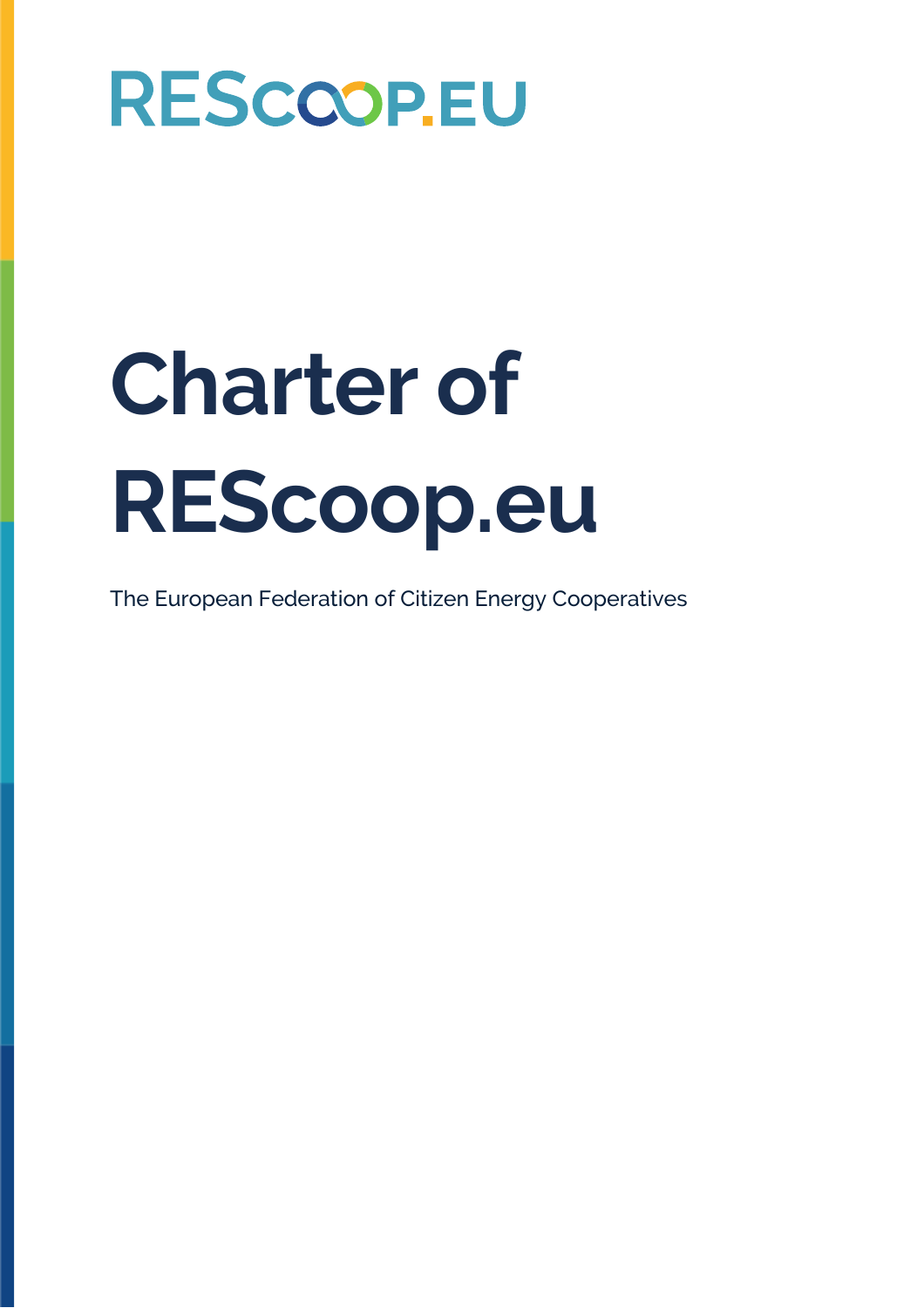RESCOOP.EU

# Charter of RESCoop.eu

The European Federation of Citizen Energy Cooperatives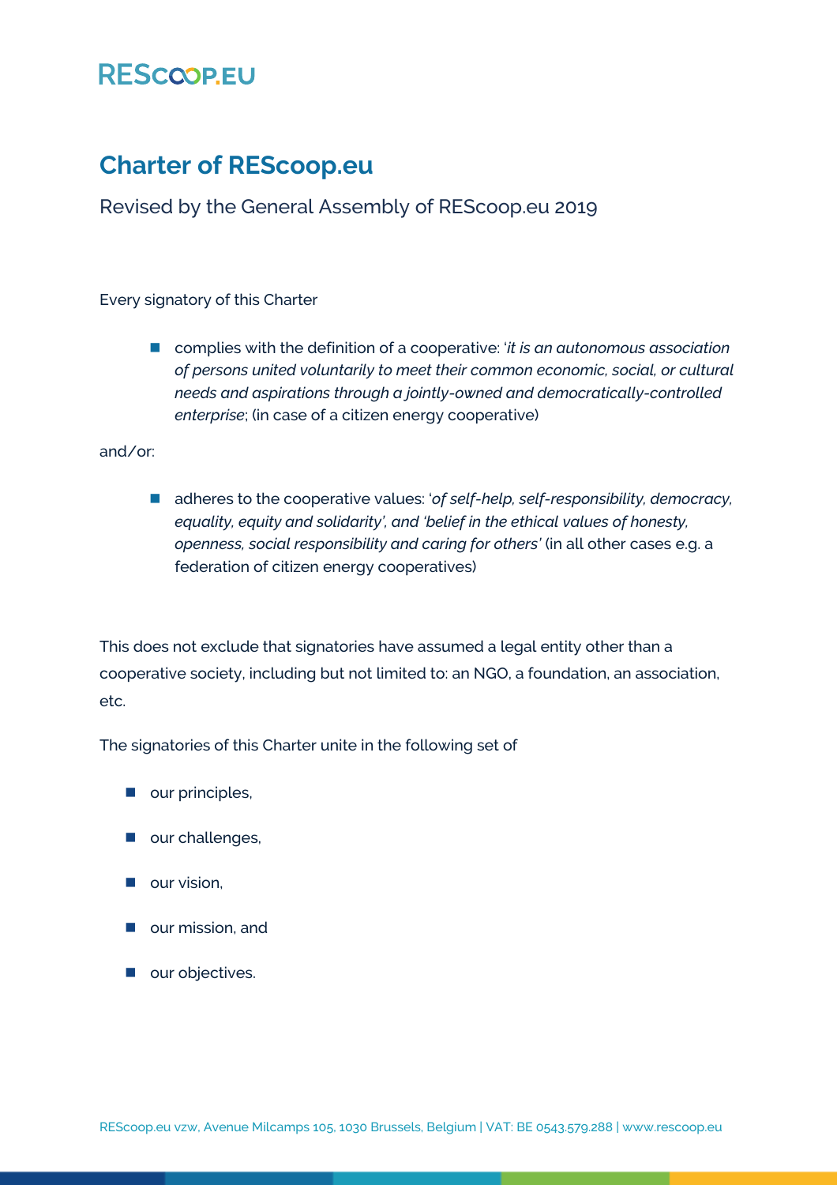# Charter of REScoop.eu

Revised by the General Assembly of REScoop.eu 2019

Every signatory of this Charter

- complies with the definition of a cooperative: '*it is an autonomous association of persons united voluntarily to meet their common economic, social, or cultural needs and aspirations through a jointly-owned and democratically-controlled enterprise*; (in case of a citizen energy cooperative)

and/or:

- adheres to the cooperative values: '*of self-help, self-responsibility, democracy, equality, equity and solidarity', and 'belief in the ethical values of honesty, openness, social responsibility and caring for others'* (in all other cases e.g. a federation of citizen energy cooperatives)

This does not exclude that signatories have assumed a legal entity other than a cooperative society, including but not limited to: an NGO, a foundation, an association, etc.

The signatories of this Charter unite in the following set of

- our principles,
- our challenges,
- our vision,
- our mission, and
- our objectives.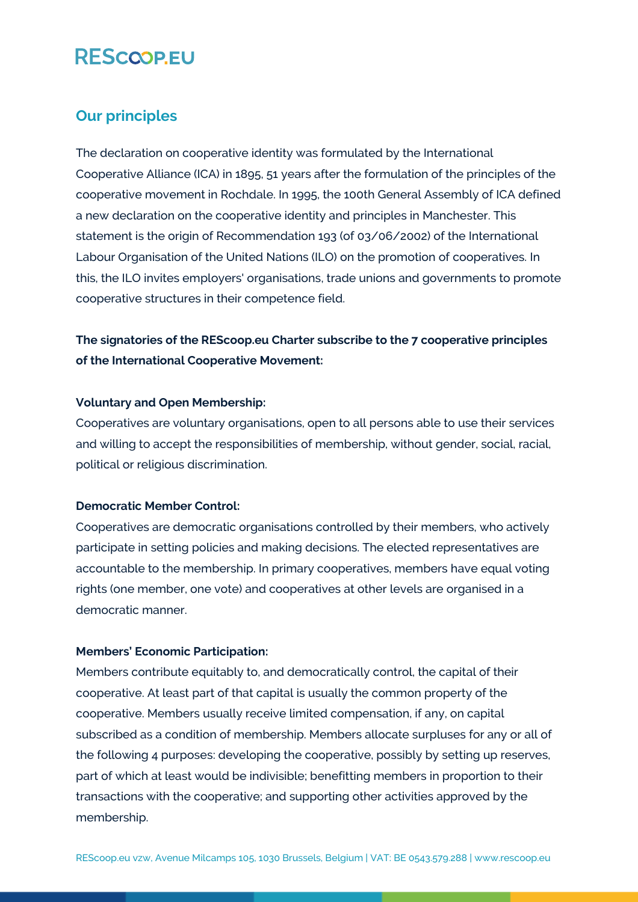## Our principles

The declaration on cooperative identity was formulated by the International Cooperative Alliance (ICA) in 1895, 51 years after the formulation of the principles of the cooperative movement in Rochdale. In 1995, the 100th General Assembly of ICA defined a new declaration on the cooperative identity and principles in Manchester. This statement is the origin of Recommendation 193 (of 03/06/2002) of the International Labour Organisation of the United Nations (ILO) on the promotion of cooperatives. In this, the ILO invites employers' organisations, trade unions and governments to promote cooperative structures in their competence field.

**The signatories of the REScoop.eu Charter subscribe to the 7 cooperative principles of the International Cooperative Movement:**

**Voluntary and Open Membership:**
Cooperatives are voluntary organisations, open to all persons able to use their services and willing to accept the responsibilities of membership, without gender, social, racial, political or religious discrimination.

**Democratic Member Control:**
Cooperatives are democratic organisations controlled by their members, who actively participate in setting policies and making decisions. The elected representatives are accountable to the membership. In primary cooperatives, members have equal voting rights (one member, one vote) and cooperatives at other levels are organised in a democratic manner.

**Members' Economic Participation:**
Members contribute equitably to, and democratically control, the capital of their cooperative. At least part of that capital is usually the common property of the cooperative. Members usually receive limited compensation, if any, on capital subscribed as a condition of membership. Members allocate surpluses for any or all of the following 4 purposes: developing the cooperative, possibly by setting up reserves, part of which at least would be indivisible; benefitting members in proportion to their transactions with the cooperative; and supporting other activities approved by the membership.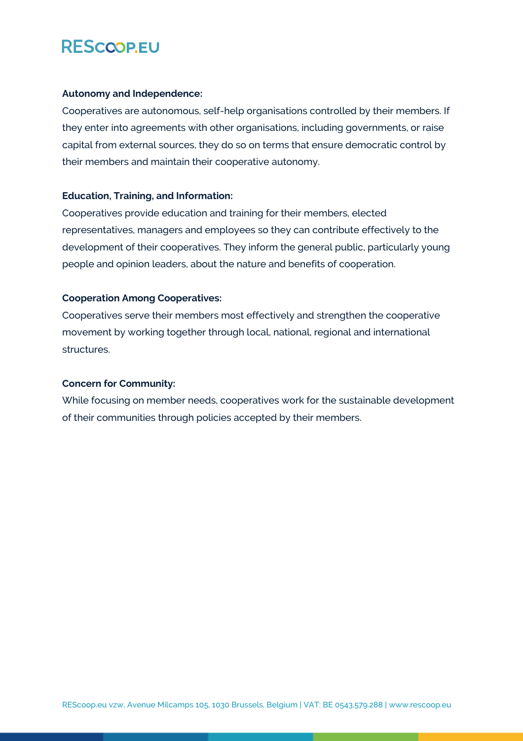**Autonomy and Independence:**

Cooperatives are autonomous, self-help organisations controlled by their members. If they enter into agreements with other organisations, including governments, or raise capital from external sources, they do so on terms that ensure democratic control by their members and maintain their cooperative autonomy.

**Education, Training, and Information:**

Cooperatives provide education and training for their members, elected representatives, managers and employees so they can contribute effectively to the development of their cooperatives. They inform the general public, particularly young people and opinion leaders, about the nature and benefits of cooperation.

**Cooperation Among Cooperatives:**

Cooperatives serve their members most effectively and strengthen the cooperative movement by working together through local, national, regional and international structures.

**Concern for Community:**

While focusing on member needs, cooperatives work for the sustainable development of their communities through policies accepted by their members.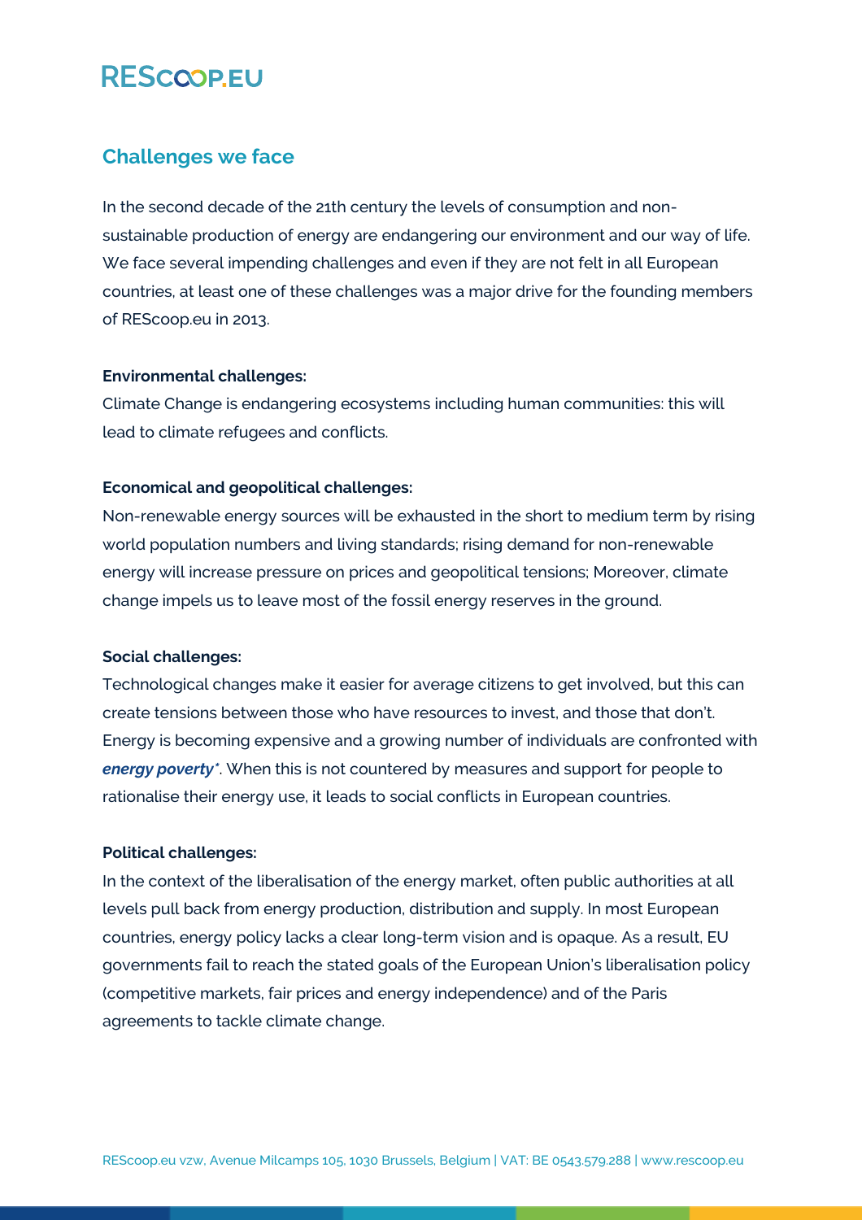## Challenges we face

In the second decade of the 21th century the levels of consumption and non-sustainable production of energy are endangering our environment and our way of life. We face several impending challenges and even if they are not felt in all European countries, at least one of these challenges was a major drive for the founding members of REScoop.eu in 2013.

**Environmental challenges:**
Climate Change is endangering ecosystems including human communities: this will lead to climate refugees and conflicts.

**Economical and geopolitical challenges:**
Non-renewable energy sources will be exhausted in the short to medium term by rising world population numbers and living standards; rising demand for non-renewable energy will increase pressure on prices and geopolitical tensions; Moreover, climate change impels us to leave most of the fossil energy reserves in the ground.

**Social challenges:**
Technological changes make it easier for average citizens to get involved, but this can create tensions between those who have resources to invest, and those that don't. Energy is becoming expensive and a growing number of individuals are confronted with ***energy poverty****. When this is not countered by measures and support for people to rationalise their energy use, it leads to social conflicts in European countries.

**Political challenges:**
In the context of the liberalisation of the energy market, often public authorities at all levels pull back from energy production, distribution and supply. In most European countries, energy policy lacks a clear long-term vision and is opaque. As a result, EU governments fail to reach the stated goals of the European Union's liberalisation policy (competitive markets, fair prices and energy independence) and of the Paris agreements to tackle climate change.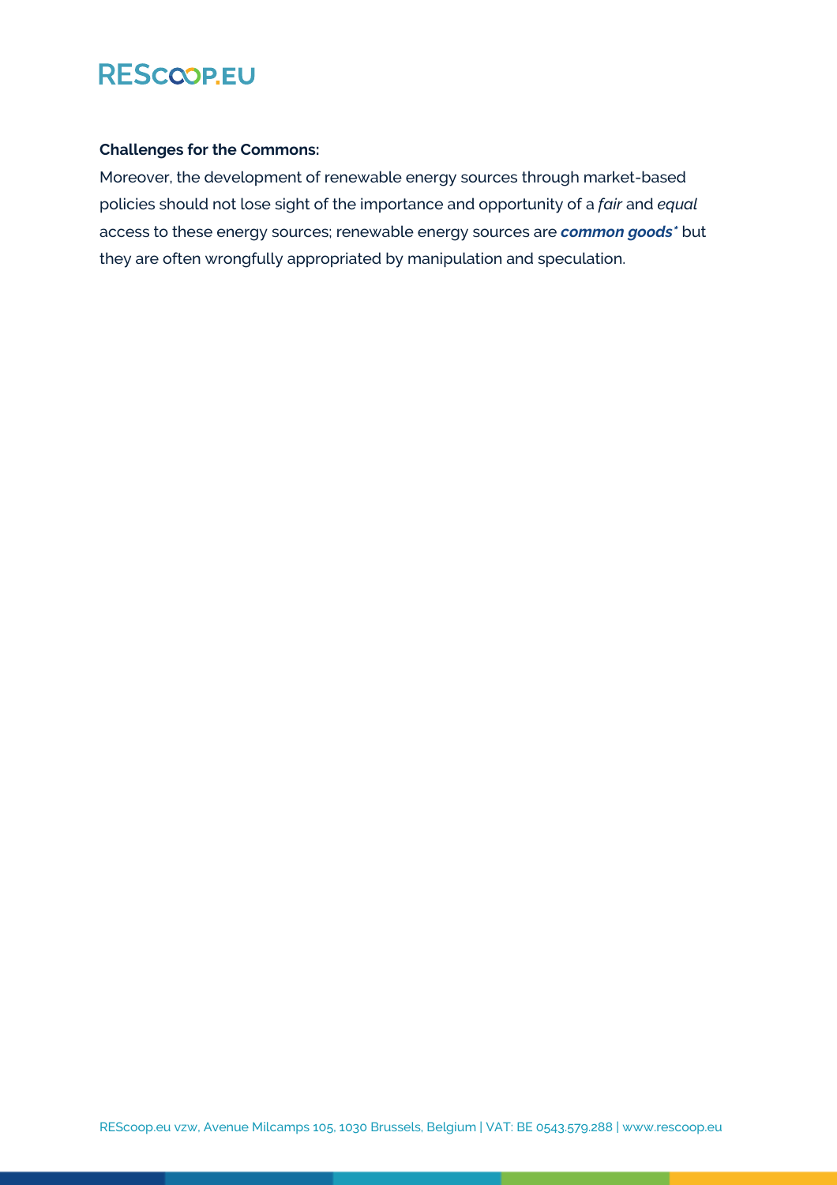**Challenges for the Commons:**

Moreover, the development of renewable energy sources through market-based policies should not lose sight of the importance and opportunity of a *fair* and *equal* access to these energy sources; renewable energy sources are ***common goods**** but they are often wrongfully appropriated by manipulation and speculation.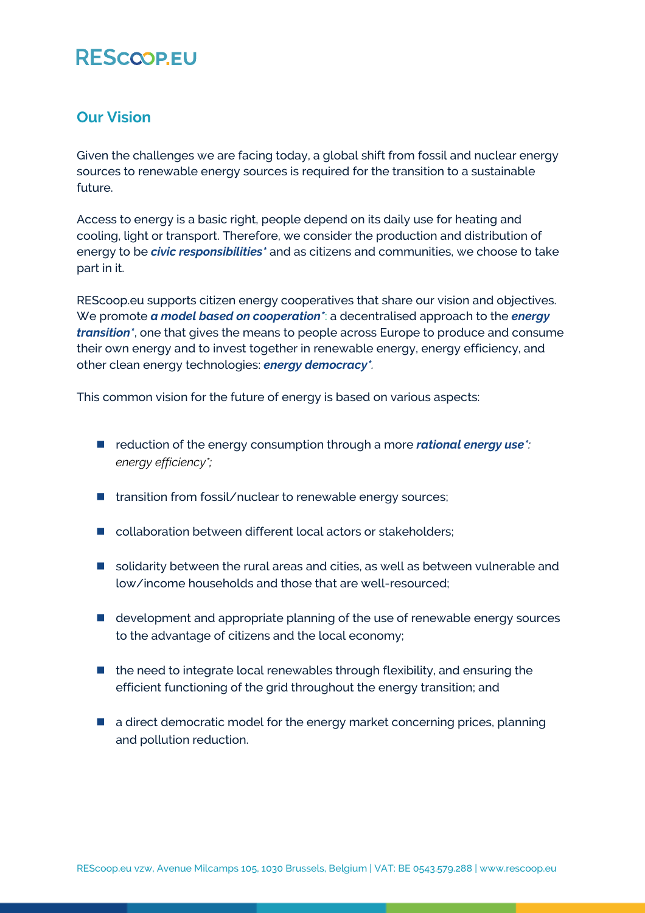## Our Vision

Given the challenges we are facing today, a global shift from fossil and nuclear energy sources to renewable energy sources is required for the transition to a sustainable future.

Access to energy is a basic right, people depend on its daily use for heating and cooling, light or transport. Therefore, we consider the production and distribution of energy to be ***civic responsibilities**** and as citizens and communities, we choose to take part in it.

REScoop.eu supports citizen energy cooperatives that share our vision and objectives. We promote ***a model based on cooperation****: a decentralised approach to the ***energy transition****, one that gives the means to people across Europe to produce and consume their own energy and to invest together in renewable energy, energy efficiency, and other clean energy technologies: ***energy democracy****.

This common vision for the future of energy is based on various aspects:

- reduction of the energy consumption through a more ***rational energy use****: *energy efficiency*;*
- transition from fossil/nuclear to renewable energy sources;
- collaboration between different local actors or stakeholders;
- solidarity between the rural areas and cities, as well as between vulnerable and low/income households and those that are well-resourced;
- development and appropriate planning of the use of renewable energy sources to the advantage of citizens and the local economy;
- the need to integrate local renewables through flexibility, and ensuring the efficient functioning of the grid throughout the energy transition; and
- a direct democratic model for the energy market concerning prices, planning and pollution reduction.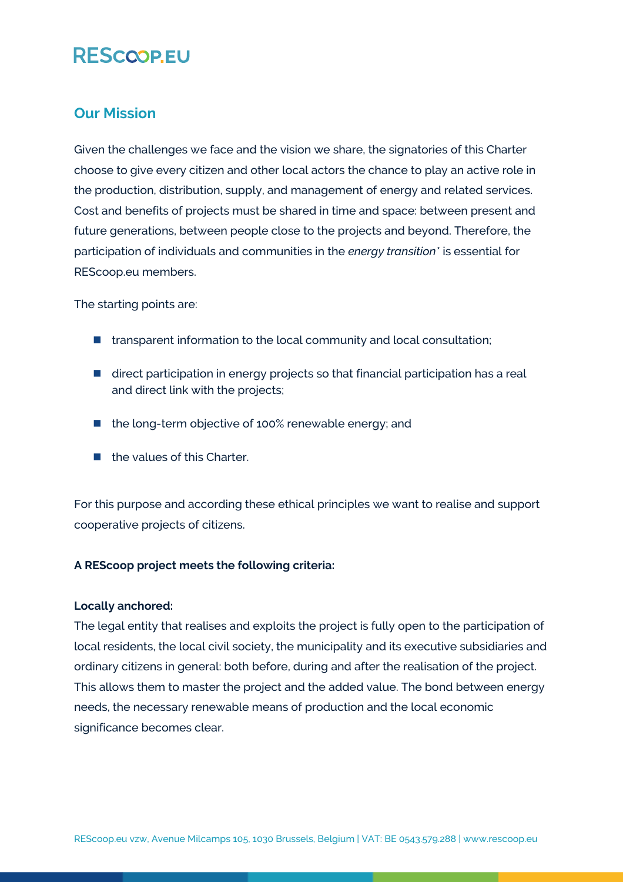## Our Mission

Given the challenges we face and the vision we share, the signatories of this Charter choose to give every citizen and other local actors the chance to play an active role in the production, distribution, supply, and management of energy and related services. Cost and benefits of projects must be shared in time and space: between present and future generations, between people close to the projects and beyond. Therefore, the participation of individuals and communities in the *energy transition** is essential for REScoop.eu members.

The starting points are:

- transparent information to the local community and local consultation;
- direct participation in energy projects so that financial participation has a real and direct link with the projects;
- the long-term objective of 100% renewable energy; and
- the values of this Charter.

For this purpose and according these ethical principles we want to realise and support cooperative projects of citizens.

**A REScoop project meets the following criteria:**

**Locally anchored:**
The legal entity that realises and exploits the project is fully open to the participation of local residents, the local civil society, the municipality and its executive subsidiaries and ordinary citizens in general: both before, during and after the realisation of the project. This allows them to master the project and the added value. The bond between energy needs, the necessary renewable means of production and the local economic significance becomes clear.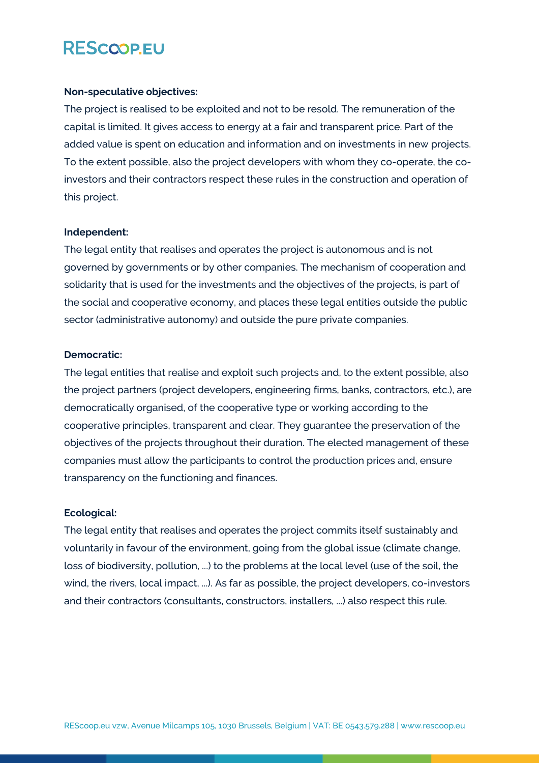**Non-speculative objectives:**

The project is realised to be exploited and not to be resold. The remuneration of the capital is limited. It gives access to energy at a fair and transparent price. Part of the added value is spent on education and information and on investments in new projects. To the extent possible, also the project developers with whom they co-operate, the co-investors and their contractors respect these rules in the construction and operation of this project.

**Independent:**

The legal entity that realises and operates the project is autonomous and is not governed by governments or by other companies. The mechanism of cooperation and solidarity that is used for the investments and the objectives of the projects, is part of the social and cooperative economy, and places these legal entities outside the public sector (administrative autonomy) and outside the pure private companies.

**Democratic:**

The legal entities that realise and exploit such projects and, to the extent possible, also the project partners (project developers, engineering firms, banks, contractors, etc.), are democratically organised, of the cooperative type or working according to the cooperative principles, transparent and clear. They guarantee the preservation of the objectives of the projects throughout their duration. The elected management of these companies must allow the participants to control the production prices and, ensure transparency on the functioning and finances.

**Ecological:**

The legal entity that realises and operates the project commits itself sustainably and voluntarily in favour of the environment, going from the global issue (climate change, loss of biodiversity, pollution, ...) to the problems at the local level (use of the soil, the wind, the rivers, local impact, ...). As far as possible, the project developers, co-investors and their contractors (consultants, constructors, installers, ...) also respect this rule.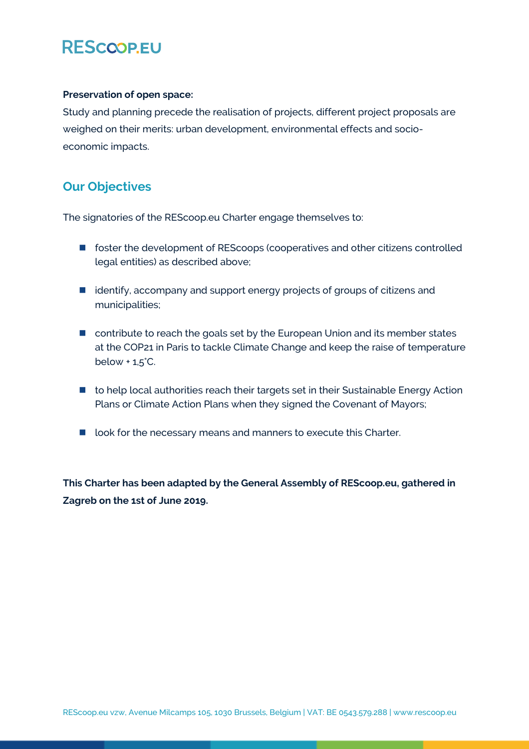**Preservation of open space:**

Study and planning precede the realisation of projects, different project proposals are weighed on their merits: urban development, environmental effects and socio-economic impacts.

## Our Objectives

The signatories of the REScoop.eu Charter engage themselves to:

- foster the development of REScoops (cooperatives and other citizens controlled legal entities) as described above;
- identify, accompany and support energy projects of groups of citizens and municipalities;
- contribute to reach the goals set by the European Union and its member states at the COP21 in Paris to tackle Climate Change and keep the raise of temperature below + 1,5°C.
- to help local authorities reach their targets set in their Sustainable Energy Action Plans or Climate Action Plans when they signed the Covenant of Mayors;
- look for the necessary means and manners to execute this Charter.

**This Charter has been adapted by the General Assembly of REScoop.eu, gathered in Zagreb on the 1st of June 2019.**